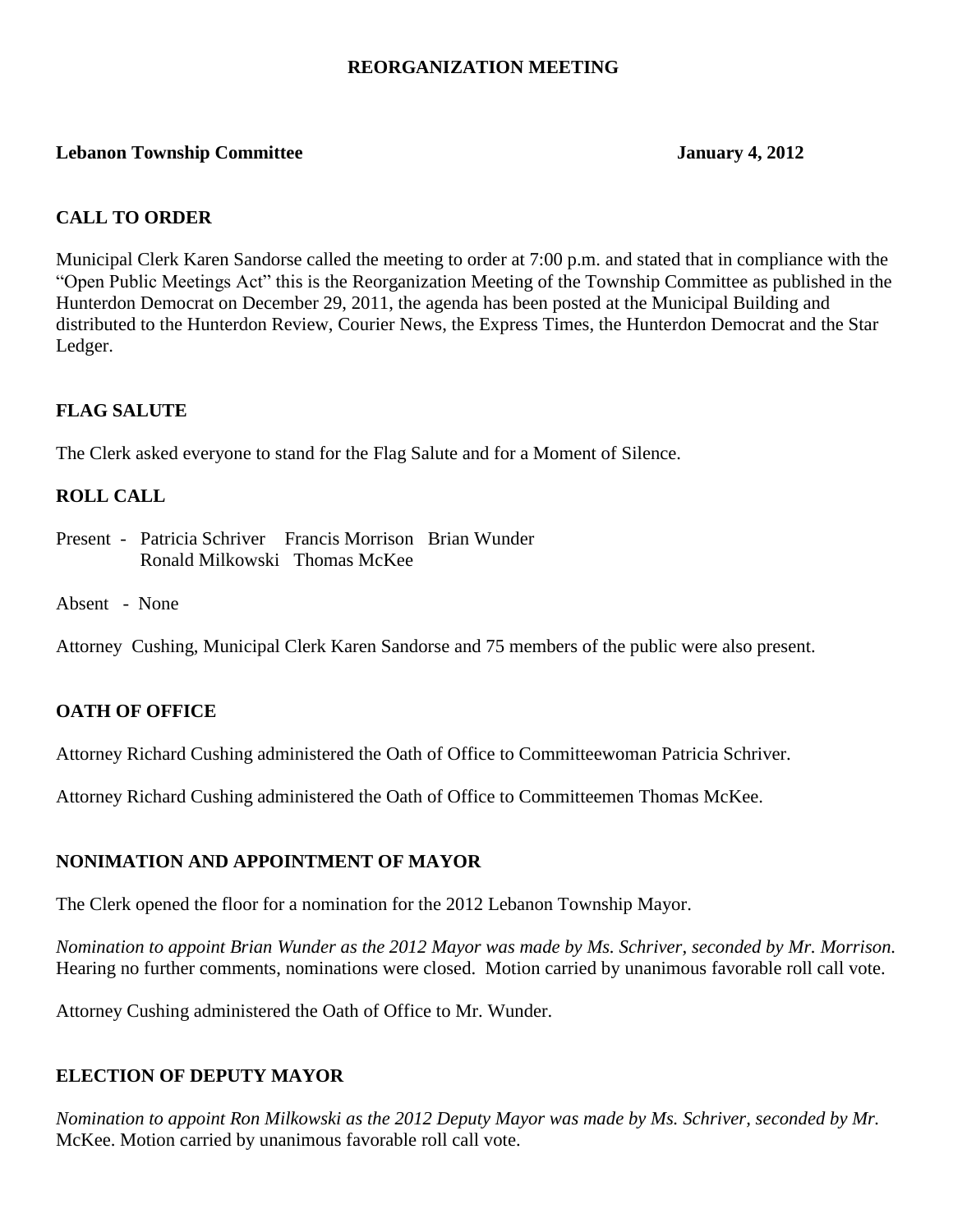**REORGANIZATION MEETING**

**Lebanon Township Committee** **January 4, 2012**

**CALL TO ORDER**

Municipal Clerk Karen Sandorse called the meeting to order at 7:00 p.m. and stated that in compliance with the "Open Public Meetings Act" this is the Reorganization Meeting of the Township Committee as published in the Hunterdon Democrat on December 29, 2011, the agenda has been posted at the Municipal Building and distributed to the Hunterdon Review, Courier News, the Express Times, the Hunterdon Democrat and the Star Ledger.

**FLAG SALUTE**

The Clerk asked everyone to stand for the Flag Salute and for a Moment of Silence.

**ROLL CALL**

Present - Patricia Schriver Francis Morrison Brian Wunder
Ronald Milkowski Thomas McKee

Absent - None

Attorney Cushing, Municipal Clerk Karen Sandorse and 75 members of the public were also present.

**OATH OF OFFICE**

Attorney Richard Cushing administered the Oath of Office to Committeewoman Patricia Schriver.

Attorney Richard Cushing administered the Oath of Office to Committeemen Thomas McKee.

**NONIMATION AND APPOINTMENT OF MAYOR**

The Clerk opened the floor for a nomination for the 2012 Lebanon Township Mayor.

*Nomination to appoint Brian Wunder as the 2012 Mayor was made by Ms. Schriver, seconded by Mr. Morrison.* Hearing no further comments, nominations were closed. Motion carried by unanimous favorable roll call vote.

Attorney Cushing administered the Oath of Office to Mr. Wunder.

**ELECTION OF DEPUTY MAYOR**

*Nomination to appoint Ron Milkowski as the 2012 Deputy Mayor was made by Ms. Schriver, seconded by Mr.* McKee. Motion carried by unanimous favorable roll call vote.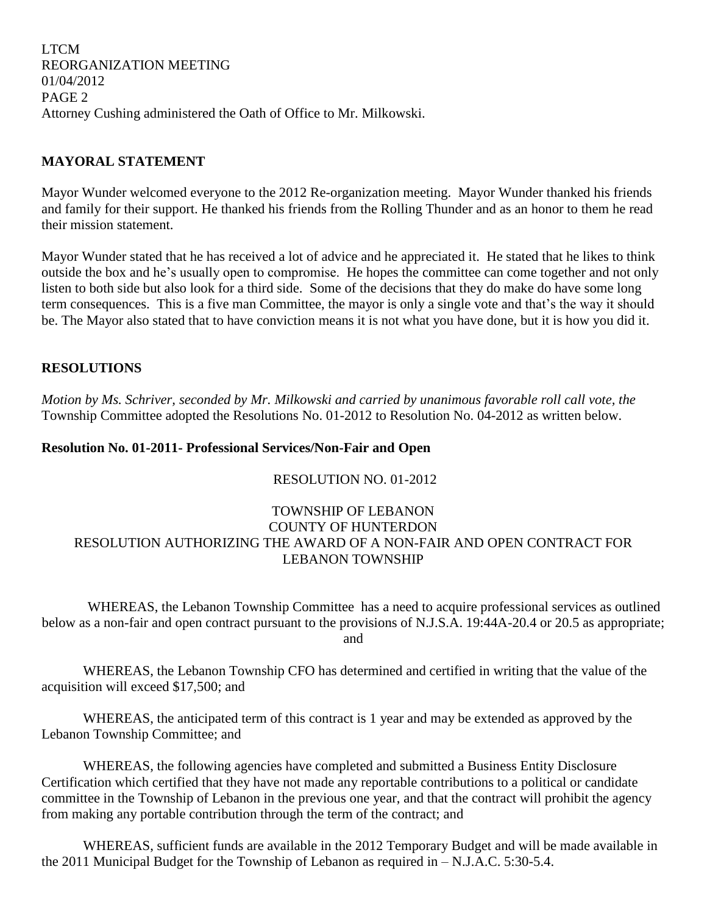Attorney Cushing administered the Oath of Office to Mr. Milkowski.

**MAYORAL STATEMENT**

Mayor Wunder welcomed everyone to the 2012 Re-organization meeting. Mayor Wunder thanked his friends and family for their support. He thanked his friends from the Rolling Thunder and as an honor to them he read their mission statement.

Mayor Wunder stated that he has received a lot of advice and he appreciated it. He stated that he likes to think outside the box and he's usually open to compromise. He hopes the committee can come together and not only listen to both side but also look for a third side. Some of the decisions that they do make do have some long term consequences. This is a five man Committee, the mayor is only a single vote and that's the way it should be. The Mayor also stated that to have conviction means it is not what you have done, but it is how you did it.

**RESOLUTIONS**

*Motion by Ms. Schriver, seconded by Mr. Milkowski and carried by unanimous favorable roll call vote, the* Township Committee adopted the Resolutions No. 01-2012 to Resolution No. 04-2012 as written below.

**Resolution No. 01-2011- Professional Services/Non-Fair and Open**

RESOLUTION NO. 01-2012

TOWNSHIP OF LEBANON
COUNTY OF HUNTERDON
RESOLUTION AUTHORIZING THE AWARD OF A NON-FAIR AND OPEN CONTRACT FOR LEBANON TOWNSHIP

WHEREAS, the Lebanon Township Committee has a need to acquire professional services as outlined below as a non-fair and open contract pursuant to the provisions of N.J.S.A. 19:44A-20.4 or 20.5 as appropriate; and

WHEREAS, the Lebanon Township CFO has determined and certified in writing that the value of the acquisition will exceed $17,500; and

WHEREAS, the anticipated term of this contract is 1 year and may be extended as approved by the Lebanon Township Committee; and

WHEREAS, the following agencies have completed and submitted a Business Entity Disclosure Certification which certified that they have not made any reportable contributions to a political or candidate committee in the Township of Lebanon in the previous one year, and that the contract will prohibit the agency from making any portable contribution through the term of the contract; and

WHEREAS, sufficient funds are available in the 2012 Temporary Budget and will be made available in the 2011 Municipal Budget for the Township of Lebanon as required in – N.J.A.C. 5:30-5.4.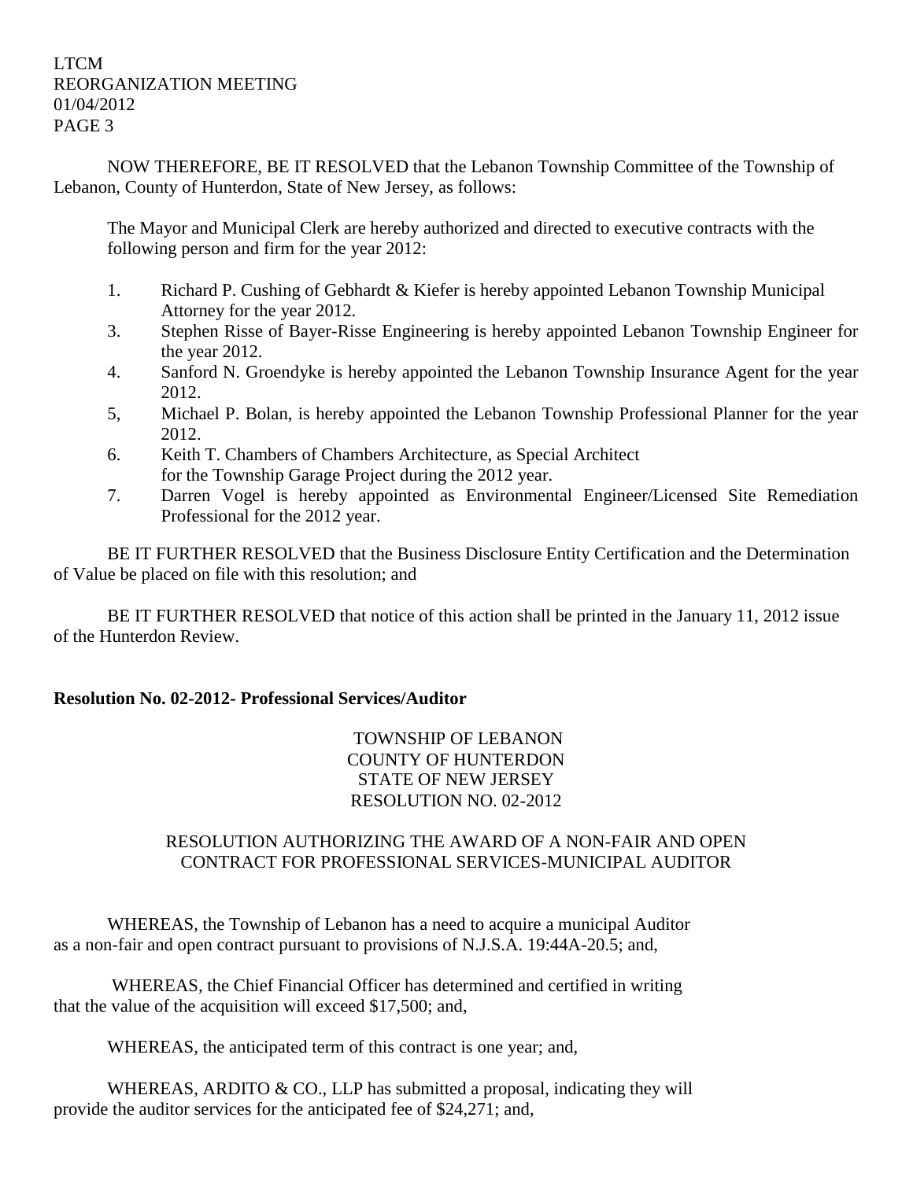NOW THEREFORE, BE IT RESOLVED that the Lebanon Township Committee of the Township of Lebanon, County of Hunterdon, State of New Jersey, as follows:

The Mayor and Municipal Clerk are hereby authorized and directed to executive contracts with the following person and firm for the year 2012:

1. Richard P. Cushing of Gebhardt & Kiefer is hereby appointed Lebanon Township Municipal Attorney for the year 2012.
3. Stephen Risse of Bayer-Risse Engineering is hereby appointed Lebanon Township Engineer for the year 2012.
4. Sanford N. Groendyke is hereby appointed the Lebanon Township Insurance Agent for the year 2012.
5, Michael P. Bolan, is hereby appointed the Lebanon Township Professional Planner for the year 2012.
6. Keith T. Chambers of Chambers Architecture, as Special Architect for the Township Garage Project during the 2012 year.
7. Darren Vogel is hereby appointed as Environmental Engineer/Licensed Site Remediation Professional for the 2012 year.

BE IT FURTHER RESOLVED that the Business Disclosure Entity Certification and the Determination of Value be placed on file with this resolution; and

BE IT FURTHER RESOLVED that notice of this action shall be printed in the January 11, 2012 issue of the Hunterdon Review.

**Resolution No. 02-2012- Professional Services/Auditor**

TOWNSHIP OF LEBANON
COUNTY OF HUNTERDON
STATE OF NEW JERSEY
RESOLUTION NO. 02-2012

RESOLUTION AUTHORIZING THE AWARD OF A NON-FAIR AND OPEN CONTRACT FOR PROFESSIONAL SERVICES-MUNICIPAL AUDITOR

WHEREAS, the Township of Lebanon has a need to acquire a municipal Auditor as a non-fair and open contract pursuant to provisions of N.J.S.A. 19:44A-20.5; and,

WHEREAS, the Chief Financial Officer has determined and certified in writing that the value of the acquisition will exceed $17,500; and,

WHEREAS, the anticipated term of this contract is one year; and,

WHEREAS, ARDITO & CO., LLP has submitted a proposal, indicating they will provide the auditor services for the anticipated fee of $24,271; and,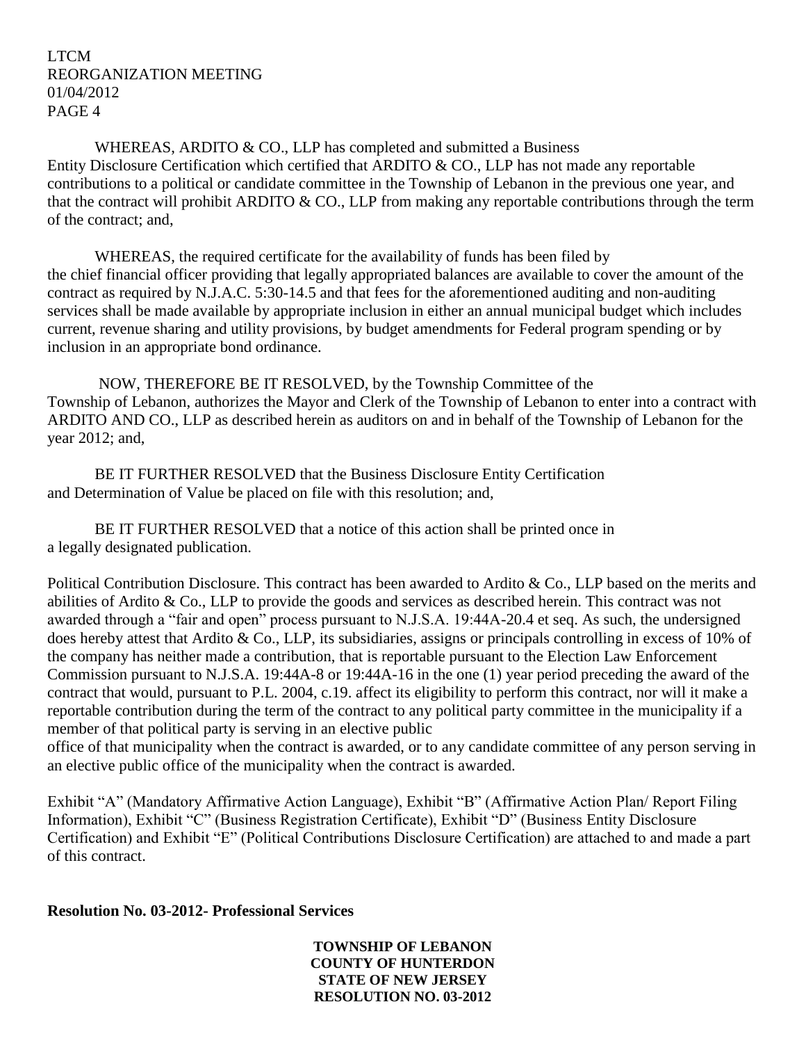WHEREAS, ARDITO & CO., LLP has completed and submitted a Business Entity Disclosure Certification which certified that ARDITO & CO., LLP has not made any reportable contributions to a political or candidate committee in the Township of Lebanon in the previous one year, and that the contract will prohibit ARDITO & CO., LLP from making any reportable contributions through the term of the contract; and,

WHEREAS, the required certificate for the availability of funds has been filed by the chief financial officer providing that legally appropriated balances are available to cover the amount of the contract as required by N.J.A.C. 5:30-14.5 and that fees for the aforementioned auditing and non-auditing services shall be made available by appropriate inclusion in either an annual municipal budget which includes current, revenue sharing and utility provisions, by budget amendments for Federal program spending or by inclusion in an appropriate bond ordinance.

NOW, THEREFORE BE IT RESOLVED, by the Township Committee of the Township of Lebanon, authorizes the Mayor and Clerk of the Township of Lebanon to enter into a contract with ARDITO AND CO., LLP as described herein as auditors on and in behalf of the Township of Lebanon for the year 2012; and,

BE IT FURTHER RESOLVED that the Business Disclosure Entity Certification and Determination of Value be placed on file with this resolution; and,

BE IT FURTHER RESOLVED that a notice of this action shall be printed once in a legally designated publication.

Political Contribution Disclosure. This contract has been awarded to Ardito & Co., LLP based on the merits and abilities of Ardito & Co., LLP to provide the goods and services as described herein. This contract was not awarded through a "fair and open" process pursuant to N.J.S.A. 19:44A-20.4 et seq. As such, the undersigned does hereby attest that Ardito & Co., LLP, its subsidiaries, assigns or principals controlling in excess of 10% of the company has neither made a contribution, that is reportable pursuant to the Election Law Enforcement Commission pursuant to N.J.S.A. 19:44A-8 or 19:44A-16 in the one (1) year period preceding the award of the contract that would, pursuant to P.L. 2004, c.19. affect its eligibility to perform this contract, nor will it make a reportable contribution during the term of the contract to any political party committee in the municipality if a member of that political party is serving in an elective public office of that municipality when the contract is awarded, or to any candidate committee of any person serving in an elective public office of the municipality when the contract is awarded.

Exhibit "A" (Mandatory Affirmative Action Language), Exhibit "B" (Affirmative Action Plan/ Report Filing Information), Exhibit "C" (Business Registration Certificate), Exhibit "D" (Business Entity Disclosure Certification) and Exhibit "E" (Political Contributions Disclosure Certification) are attached to and made a part of this contract.

**Resolution No. 03-2012- Professional Services**

**TOWNSHIP OF LEBANON**
**COUNTY OF HUNTERDON**
**STATE OF NEW JERSEY**
**RESOLUTION NO. 03-2012**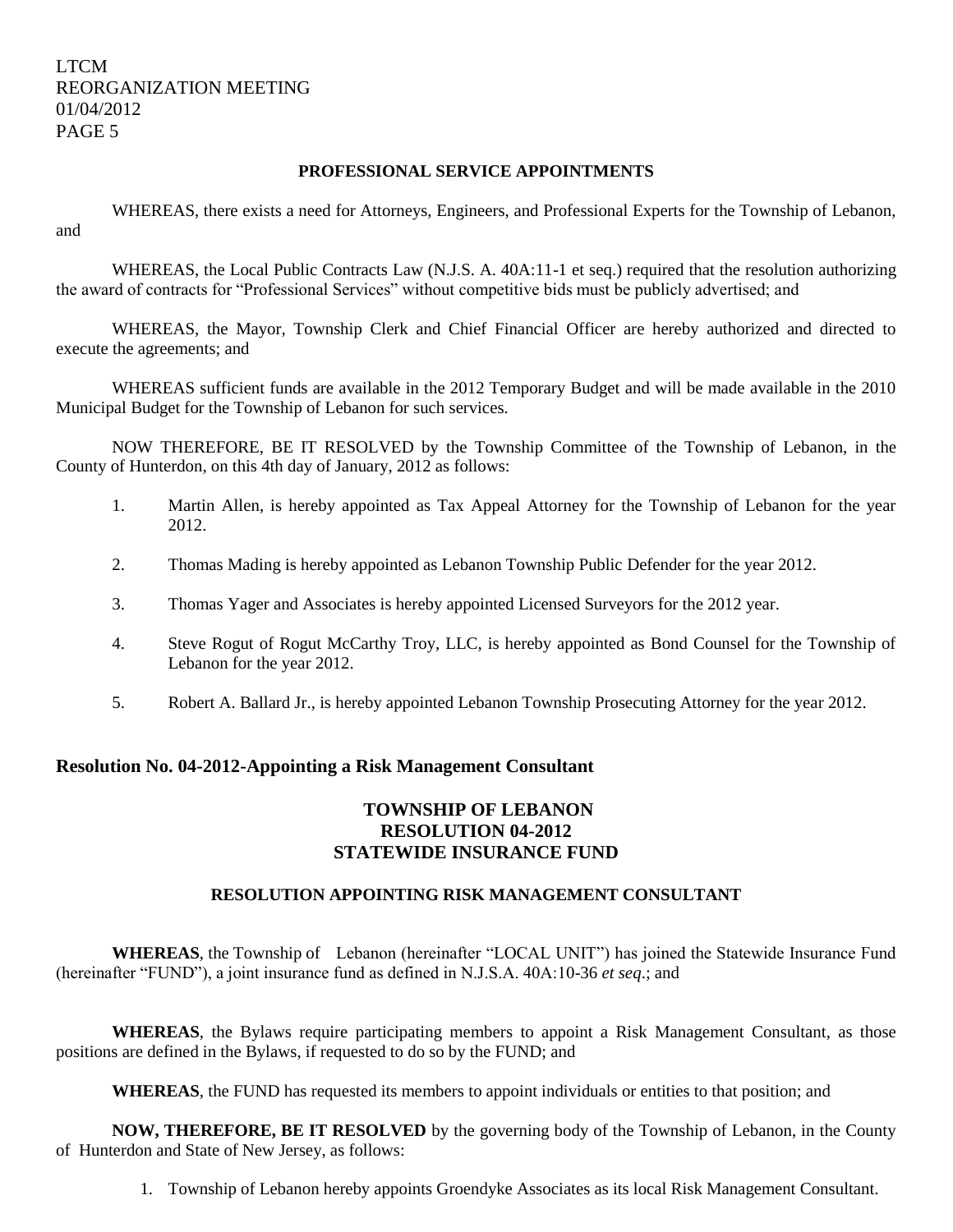**PROFESSIONAL SERVICE APPOINTMENTS**

WHEREAS, there exists a need for Attorneys, Engineers, and Professional Experts for the Township of Lebanon, and

WHEREAS, the Local Public Contracts Law (N.J.S. A. 40A:11-1 et seq.) required that the resolution authorizing the award of contracts for "Professional Services" without competitive bids must be publicly advertised; and

WHEREAS, the Mayor, Township Clerk and Chief Financial Officer are hereby authorized and directed to execute the agreements; and

WHEREAS sufficient funds are available in the 2012 Temporary Budget and will be made available in the 2010 Municipal Budget for the Township of Lebanon for such services.

NOW THEREFORE, BE IT RESOLVED by the Township Committee of the Township of Lebanon, in the County of Hunterdon, on this 4th day of January, 2012 as follows:

1. Martin Allen, is hereby appointed as Tax Appeal Attorney for the Township of Lebanon for the year 2012.

2. Thomas Mading is hereby appointed as Lebanon Township Public Defender for the year 2012.

3. Thomas Yager and Associates is hereby appointed Licensed Surveyors for the 2012 year.

4. Steve Rogut of Rogut McCarthy Troy, LLC, is hereby appointed as Bond Counsel for the Township of Lebanon for the year 2012.

5. Robert A. Ballard Jr., is hereby appointed Lebanon Township Prosecuting Attorney for the year 2012.

## Resolution No. 04-2012-Appointing a Risk Management Consultant

**TOWNSHIP OF LEBANON**
**RESOLUTION 04-2012**
**STATEWIDE INSURANCE FUND**

**RESOLUTION APPOINTING RISK MANAGEMENT CONSULTANT**

**WHEREAS**, the Township of Lebanon (hereinafter "LOCAL UNIT") has joined the Statewide Insurance Fund (hereinafter "FUND"), a joint insurance fund as defined in N.J.S.A. 40A:10-36 *et seq*.; and

**WHEREAS**, the Bylaws require participating members to appoint a Risk Management Consultant, as those positions are defined in the Bylaws, if requested to do so by the FUND; and

**WHEREAS**, the FUND has requested its members to appoint individuals or entities to that position; and

**NOW, THEREFORE, BE IT RESOLVED** by the governing body of the Township of Lebanon, in the County of Hunterdon and State of New Jersey, as follows:

1. Township of Lebanon hereby appoints Groendyke Associates as its local Risk Management Consultant.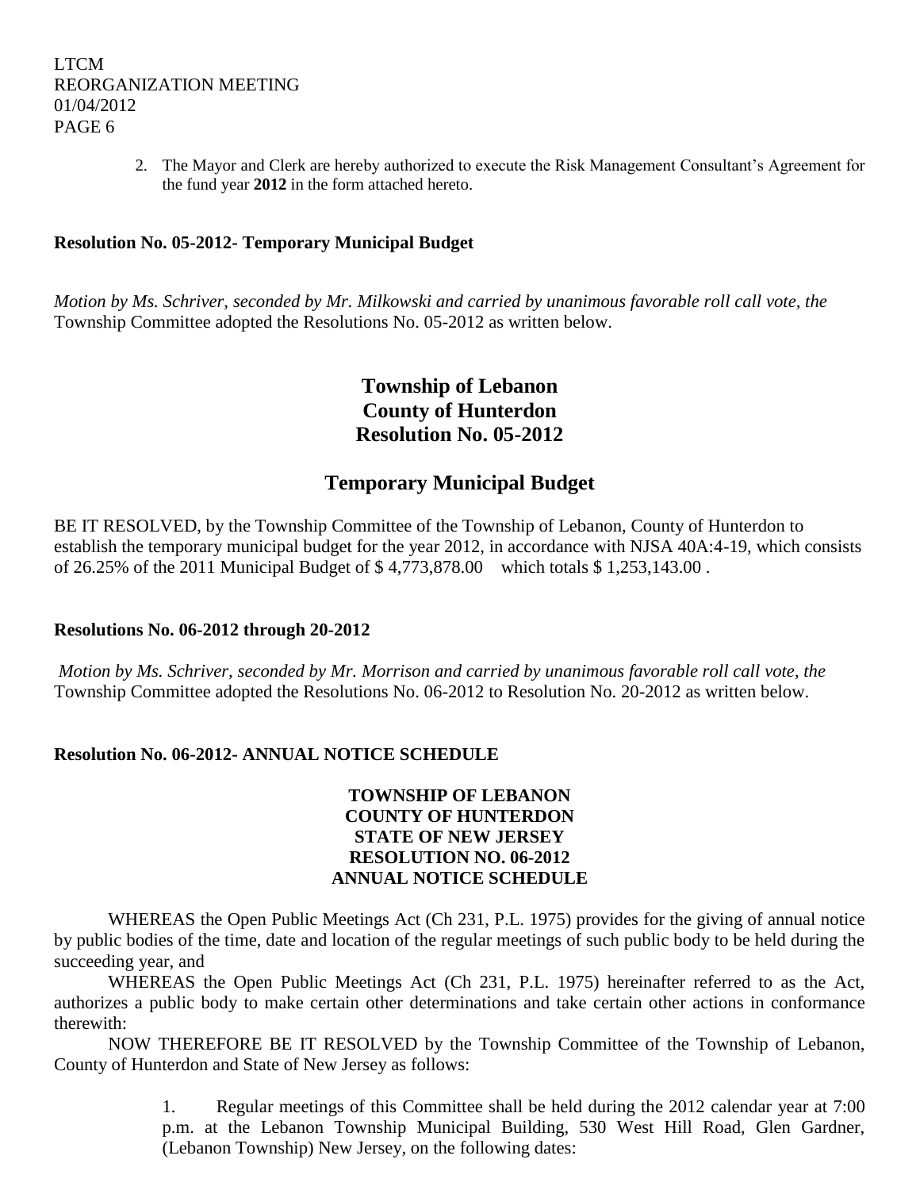2. The Mayor and Clerk are hereby authorized to execute the Risk Management Consultant's Agreement for the fund year **2012** in the form attached hereto.

**Resolution No. 05-2012- Temporary Municipal Budget**

*Motion by Ms. Schriver, seconded by Mr. Milkowski and carried by unanimous favorable roll call vote, the* Township Committee adopted the Resolutions No. 05-2012 as written below.

## Township of Lebanon
## County of Hunterdon
## Resolution No. 05-2012

## Temporary Municipal Budget

BE IT RESOLVED, by the Township Committee of the Township of Lebanon, County of Hunterdon to establish the temporary municipal budget for the year 2012, in accordance with NJSA 40A:4-19, which consists of 26.25% of the 2011 Municipal Budget of $ 4,773,878.00 which totals $ 1,253,143.00 .

**Resolutions No. 06-2012 through 20-2012**

*Motion by Ms. Schriver, seconded by Mr. Morrison and carried by unanimous favorable roll call vote, the* Township Committee adopted the Resolutions No. 06-2012 to Resolution No. 20-2012 as written below.

**Resolution No. 06-2012- ANNUAL NOTICE SCHEDULE**

**TOWNSHIP OF LEBANON**
**COUNTY OF HUNTERDON**
**STATE OF NEW JERSEY**
**RESOLUTION NO. 06-2012**
**ANNUAL NOTICE SCHEDULE**

WHEREAS the Open Public Meetings Act (Ch 231, P.L. 1975) provides for the giving of annual notice by public bodies of the time, date and location of the regular meetings of such public body to be held during the succeeding year, and

WHEREAS the Open Public Meetings Act (Ch 231, P.L. 1975) hereinafter referred to as the Act, authorizes a public body to make certain other determinations and take certain other actions in conformance therewith:

NOW THEREFORE BE IT RESOLVED by the Township Committee of the Township of Lebanon, County of Hunterdon and State of New Jersey as follows:

1. Regular meetings of this Committee shall be held during the 2012 calendar year at 7:00 p.m. at the Lebanon Township Municipal Building, 530 West Hill Road, Glen Gardner, (Lebanon Township) New Jersey, on the following dates: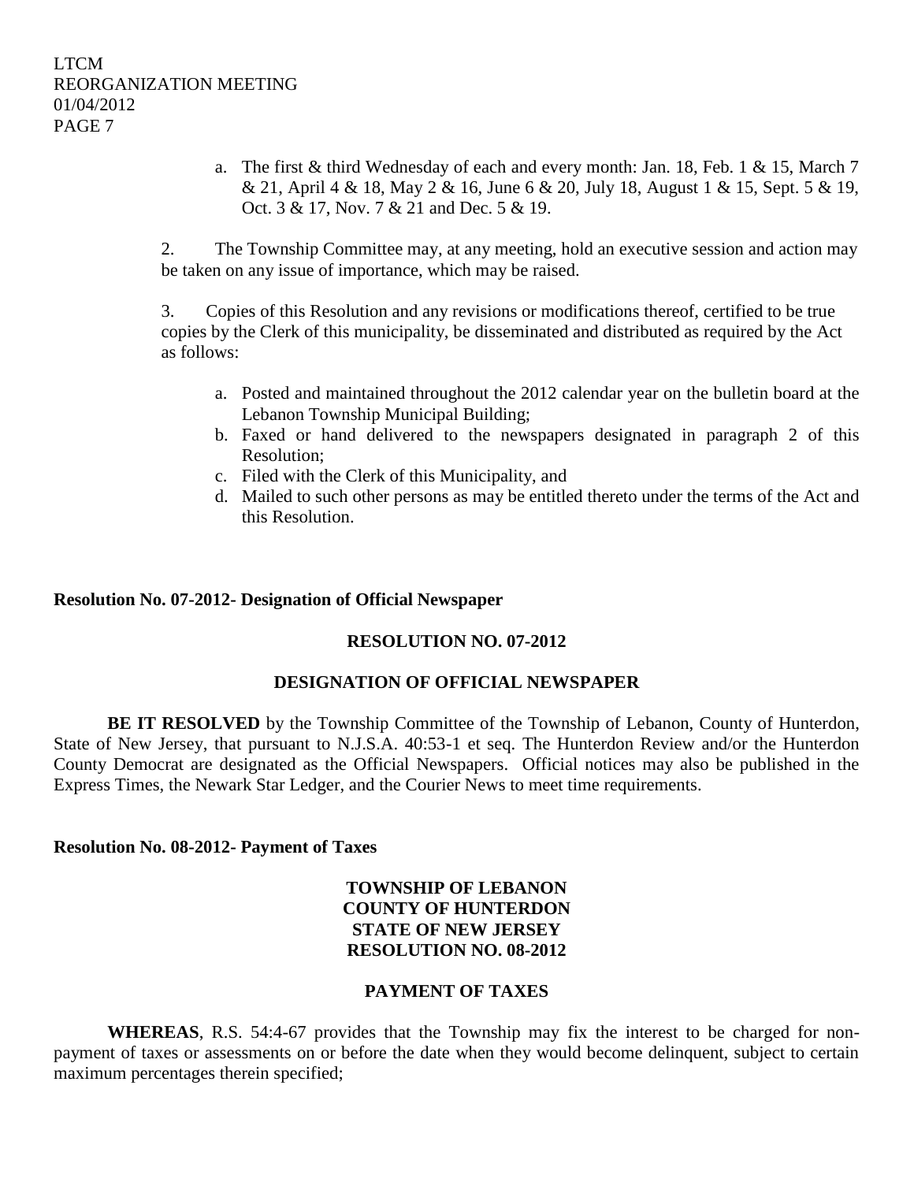a. The first & third Wednesday of each and every month: Jan. 18, Feb. 1 & 15, March 7 & 21, April 4 & 18, May 2 & 16, June 6 & 20, July 18, August 1 & 15, Sept. 5 & 19, Oct. 3 & 17, Nov. 7 & 21 and Dec. 5 & 19.

2. The Township Committee may, at any meeting, hold an executive session and action may be taken on any issue of importance, which may be raised.

3. Copies of this Resolution and any revisions or modifications thereof, certified to be true copies by the Clerk of this municipality, be disseminated and distributed as required by the Act as follows:

a. Posted and maintained throughout the 2012 calendar year on the bulletin board at the Lebanon Township Municipal Building;
b. Faxed or hand delivered to the newspapers designated in paragraph 2 of this Resolution;
c. Filed with the Clerk of this Municipality, and
d. Mailed to such other persons as may be entitled thereto under the terms of the Act and this Resolution.

**Resolution No. 07-2012- Designation of Official Newspaper**

**RESOLUTION NO. 07-2012**

**DESIGNATION OF OFFICIAL NEWSPAPER**

**BE IT RESOLVED** by the Township Committee of the Township of Lebanon, County of Hunterdon, State of New Jersey, that pursuant to N.J.S.A. 40:53-1 et seq. The Hunterdon Review and/or the Hunterdon County Democrat are designated as the Official Newspapers. Official notices may also be published in the Express Times, the Newark Star Ledger, and the Courier News to meet time requirements.

**Resolution No. 08-2012- Payment of Taxes**

**TOWNSHIP OF LEBANON**
**COUNTY OF HUNTERDON**
**STATE OF NEW JERSEY**
**RESOLUTION NO. 08-2012**

**PAYMENT OF TAXES**

**WHEREAS**, R.S. 54:4-67 provides that the Township may fix the interest to be charged for non-payment of taxes or assessments on or before the date when they would become delinquent, subject to certain maximum percentages therein specified;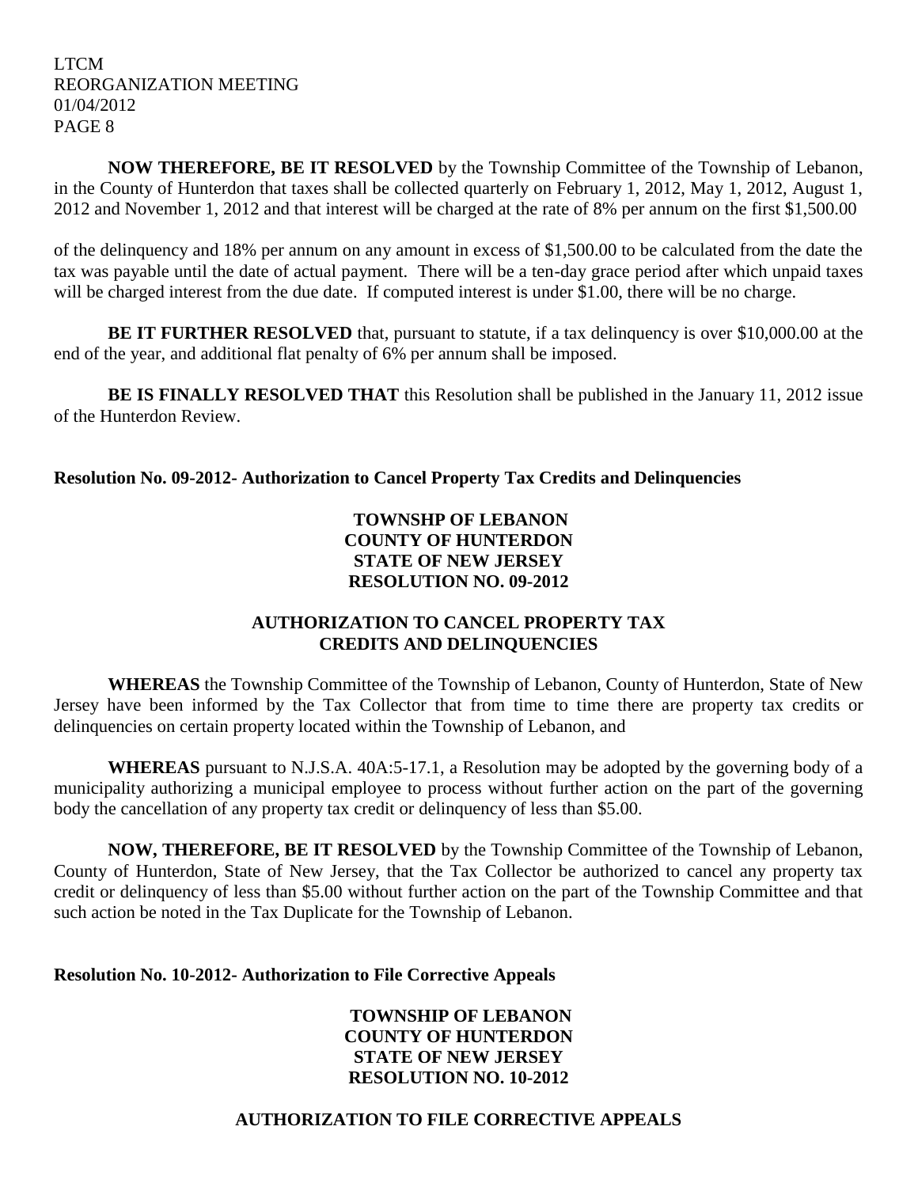**NOW THEREFORE, BE IT RESOLVED** by the Township Committee of the Township of Lebanon, in the County of Hunterdon that taxes shall be collected quarterly on February 1, 2012, May 1, 2012, August 1, 2012 and November 1, 2012 and that interest will be charged at the rate of 8% per annum on the first $1,500.00 of the delinquency and 18% per annum on any amount in excess of $1,500.00 to be calculated from the date the tax was payable until the date of actual payment. There will be a ten-day grace period after which unpaid taxes will be charged interest from the due date. If computed interest is under $1.00, there will be no charge.

**BE IT FURTHER RESOLVED** that, pursuant to statute, if a tax delinquency is over $10,000.00 at the end of the year, and additional flat penalty of 6% per annum shall be imposed.

**BE IS FINALLY RESOLVED THAT** this Resolution shall be published in the January 11, 2012 issue of the Hunterdon Review.

**Resolution No. 09-2012- Authorization to Cancel Property Tax Credits and Delinquencies**

**TOWNSHP OF LEBANON**
**COUNTY OF HUNTERDON**
**STATE OF NEW JERSEY**
**RESOLUTION NO. 09-2012**

**AUTHORIZATION TO CANCEL PROPERTY TAX CREDITS AND DELINQUENCIES**

**WHEREAS** the Township Committee of the Township of Lebanon, County of Hunterdon, State of New Jersey have been informed by the Tax Collector that from time to time there are property tax credits or delinquencies on certain property located within the Township of Lebanon, and

**WHEREAS** pursuant to N.J.S.A. 40A:5-17.1, a Resolution may be adopted by the governing body of a municipality authorizing a municipal employee to process without further action on the part of the governing body the cancellation of any property tax credit or delinquency of less than $5.00.

**NOW, THEREFORE, BE IT RESOLVED** by the Township Committee of the Township of Lebanon, County of Hunterdon, State of New Jersey, that the Tax Collector be authorized to cancel any property tax credit or delinquency of less than $5.00 without further action on the part of the Township Committee and that such action be noted in the Tax Duplicate for the Township of Lebanon.

**Resolution No. 10-2012- Authorization to File Corrective Appeals**

**TOWNSHIP OF LEBANON**
**COUNTY OF HUNTERDON**
**STATE OF NEW JERSEY**
**RESOLUTION NO. 10-2012**

**AUTHORIZATION TO FILE CORRECTIVE APPEALS**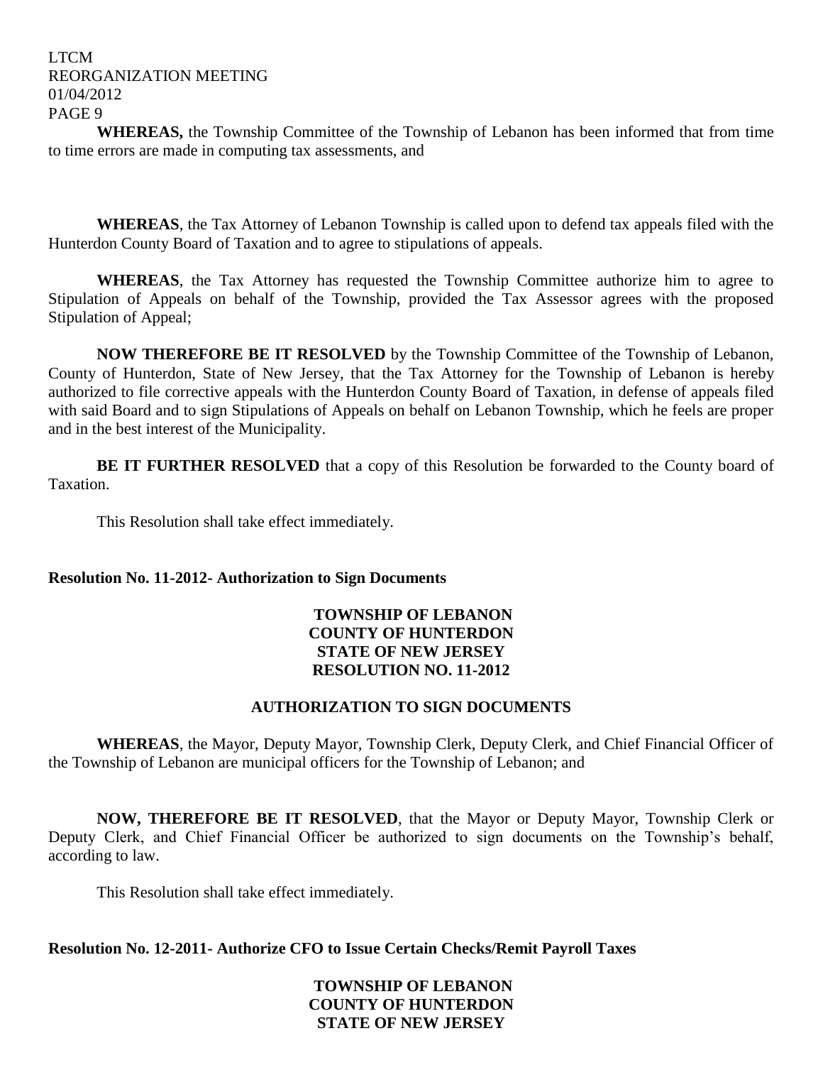**WHEREAS,** the Township Committee of the Township of Lebanon has been informed that from time to time errors are made in computing tax assessments, and

**WHEREAS**, the Tax Attorney of Lebanon Township is called upon to defend tax appeals filed with the Hunterdon County Board of Taxation and to agree to stipulations of appeals.

**WHEREAS**, the Tax Attorney has requested the Township Committee authorize him to agree to Stipulation of Appeals on behalf of the Township, provided the Tax Assessor agrees with the proposed Stipulation of Appeal;

**NOW THEREFORE BE IT RESOLVED** by the Township Committee of the Township of Lebanon, County of Hunterdon, State of New Jersey, that the Tax Attorney for the Township of Lebanon is hereby authorized to file corrective appeals with the Hunterdon County Board of Taxation, in defense of appeals filed with said Board and to sign Stipulations of Appeals on behalf on Lebanon Township, which he feels are proper and in the best interest of the Municipality.

**BE IT FURTHER RESOLVED** that a copy of this Resolution be forwarded to the County board of Taxation.

This Resolution shall take effect immediately.

**Resolution No. 11-2012- Authorization to Sign Documents**

**TOWNSHIP OF LEBANON**
**COUNTY OF HUNTERDON**
**STATE OF NEW JERSEY**
**RESOLUTION NO. 11-2012**

**AUTHORIZATION TO SIGN DOCUMENTS**

**WHEREAS**, the Mayor, Deputy Mayor, Township Clerk, Deputy Clerk, and Chief Financial Officer of the Township of Lebanon are municipal officers for the Township of Lebanon; and

**NOW, THEREFORE BE IT RESOLVED**, that the Mayor or Deputy Mayor, Township Clerk or Deputy Clerk, and Chief Financial Officer be authorized to sign documents on the Township's behalf, according to law.

This Resolution shall take effect immediately.

**Resolution No. 12-2011- Authorize CFO to Issue Certain Checks/Remit Payroll Taxes**

**TOWNSHIP OF LEBANON**
**COUNTY OF HUNTERDON**
**STATE OF NEW JERSEY**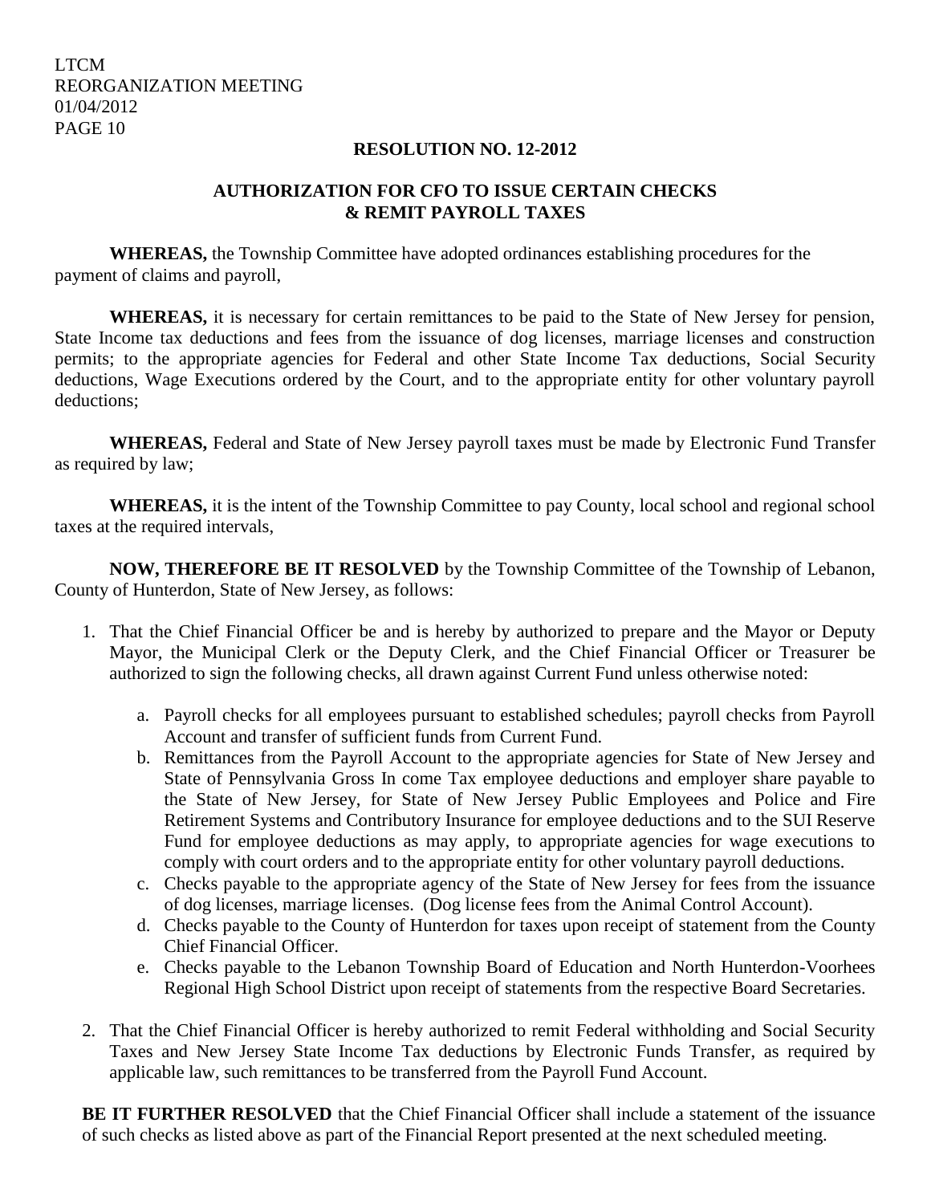## RESOLUTION NO. 12-2012

## AUTHORIZATION FOR CFO TO ISSUE CERTAIN CHECKS & REMIT PAYROLL TAXES

**WHEREAS,** the Township Committee have adopted ordinances establishing procedures for the payment of claims and payroll,

**WHEREAS,** it is necessary for certain remittances to be paid to the State of New Jersey for pension, State Income tax deductions and fees from the issuance of dog licenses, marriage licenses and construction permits; to the appropriate agencies for Federal and other State Income Tax deductions, Social Security deductions, Wage Executions ordered by the Court, and to the appropriate entity for other voluntary payroll deductions;

**WHEREAS,** Federal and State of New Jersey payroll taxes must be made by Electronic Fund Transfer as required by law;

**WHEREAS,** it is the intent of the Township Committee to pay County, local school and regional school taxes at the required intervals,

**NOW, THEREFORE BE IT RESOLVED** by the Township Committee of the Township of Lebanon, County of Hunterdon, State of New Jersey, as follows:

1. That the Chief Financial Officer be and is hereby by authorized to prepare and the Mayor or Deputy Mayor, the Municipal Clerk or the Deputy Clerk, and the Chief Financial Officer or Treasurer be authorized to sign the following checks, all drawn against Current Fund unless otherwise noted:
   a. Payroll checks for all employees pursuant to established schedules; payroll checks from Payroll Account and transfer of sufficient funds from Current Fund.
   b. Remittances from the Payroll Account to the appropriate agencies for State of New Jersey and State of Pennsylvania Gross In come Tax employee deductions and employer share payable to the State of New Jersey, for State of New Jersey Public Employees and Police and Fire Retirement Systems and Contributory Insurance for employee deductions and to the SUI Reserve Fund for employee deductions as may apply, to appropriate agencies for wage executions to comply with court orders and to the appropriate entity for other voluntary payroll deductions.
   c. Checks payable to the appropriate agency of the State of New Jersey for fees from the issuance of dog licenses, marriage licenses. (Dog license fees from the Animal Control Account).
   d. Checks payable to the County of Hunterdon for taxes upon receipt of statement from the County Chief Financial Officer.
   e. Checks payable to the Lebanon Township Board of Education and North Hunterdon-Voorhees Regional High School District upon receipt of statements from the respective Board Secretaries.
2. That the Chief Financial Officer is hereby authorized to remit Federal withholding and Social Security Taxes and New Jersey State Income Tax deductions by Electronic Funds Transfer, as required by applicable law, such remittances to be transferred from the Payroll Fund Account.

**BE IT FURTHER RESOLVED** that the Chief Financial Officer shall include a statement of the issuance of such checks as listed above as part of the Financial Report presented at the next scheduled meeting.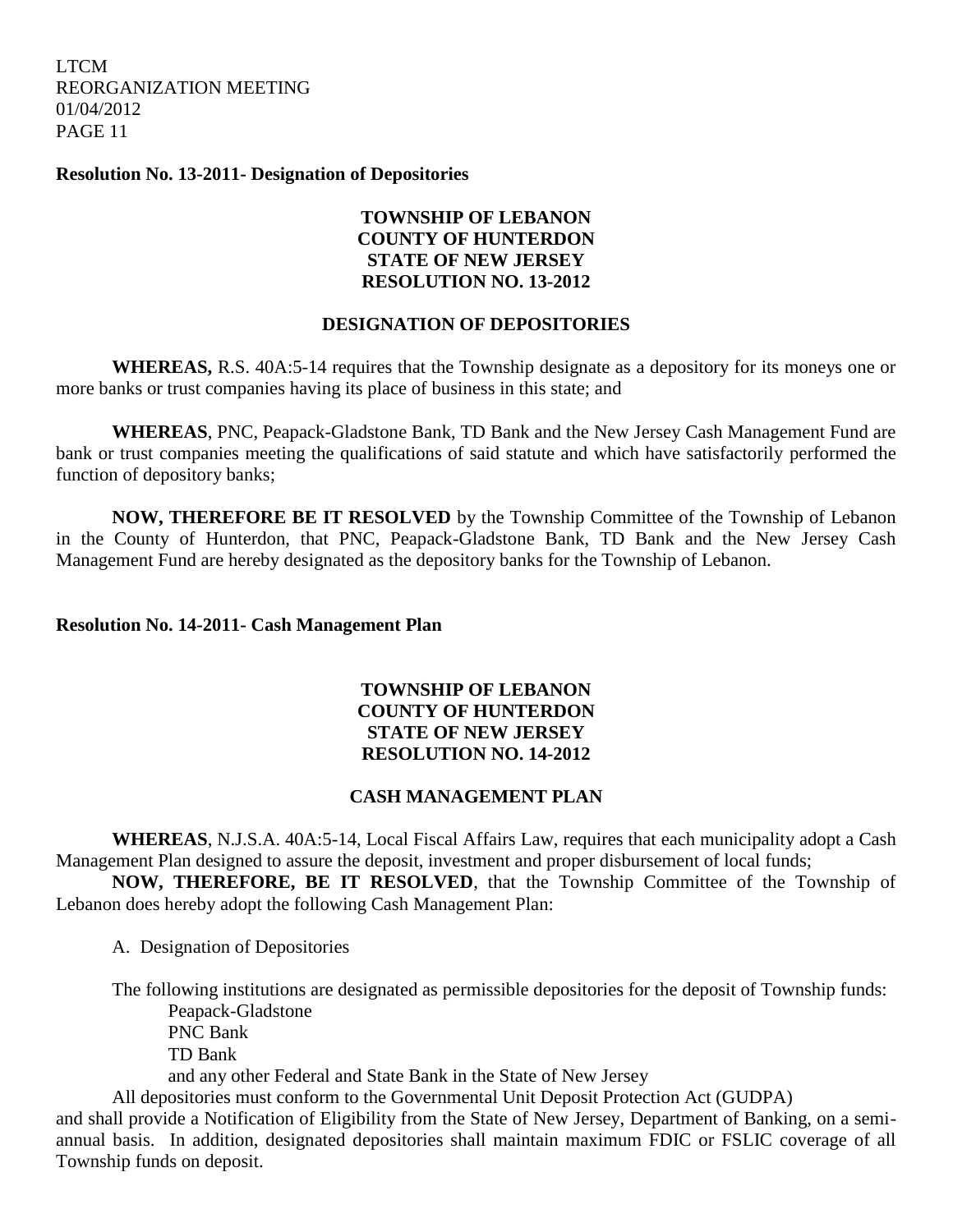**Resolution No. 13-2011- Designation of Depositories**

**TOWNSHIP OF LEBANON**
**COUNTY OF HUNTERDON**
**STATE OF NEW JERSEY**
**RESOLUTION NO. 13-2012**

**DESIGNATION OF DEPOSITORIES**

**WHEREAS,** R.S. 40A:5-14 requires that the Township designate as a depository for its moneys one or more banks or trust companies having its place of business in this state; and

**WHEREAS**, PNC, Peapack-Gladstone Bank, TD Bank and the New Jersey Cash Management Fund are bank or trust companies meeting the qualifications of said statute and which have satisfactorily performed the function of depository banks;

**NOW, THEREFORE BE IT RESOLVED** by the Township Committee of the Township of Lebanon in the County of Hunterdon, that PNC, Peapack-Gladstone Bank, TD Bank and the New Jersey Cash Management Fund are hereby designated as the depository banks for the Township of Lebanon.

**Resolution No. 14-2011- Cash Management Plan**

**TOWNSHIP OF LEBANON**
**COUNTY OF HUNTERDON**
**STATE OF NEW JERSEY**
**RESOLUTION NO. 14-2012**

**CASH MANAGEMENT PLAN**

**WHEREAS**, N.J.S.A. 40A:5-14, Local Fiscal Affairs Law, requires that each municipality adopt a Cash Management Plan designed to assure the deposit, investment and proper disbursement of local funds;

**NOW, THEREFORE, BE IT RESOLVED**, that the Township Committee of the Township of Lebanon does hereby adopt the following Cash Management Plan:

A. Designation of Depositories

The following institutions are designated as permissible depositories for the deposit of Township funds:

Peapack-Gladstone
PNC Bank
TD Bank
and any other Federal and State Bank in the State of New Jersey

All depositories must conform to the Governmental Unit Deposit Protection Act (GUDPA) and shall provide a Notification of Eligibility from the State of New Jersey, Department of Banking, on a semi-annual basis. In addition, designated depositories shall maintain maximum FDIC or FSLIC coverage of all Township funds on deposit.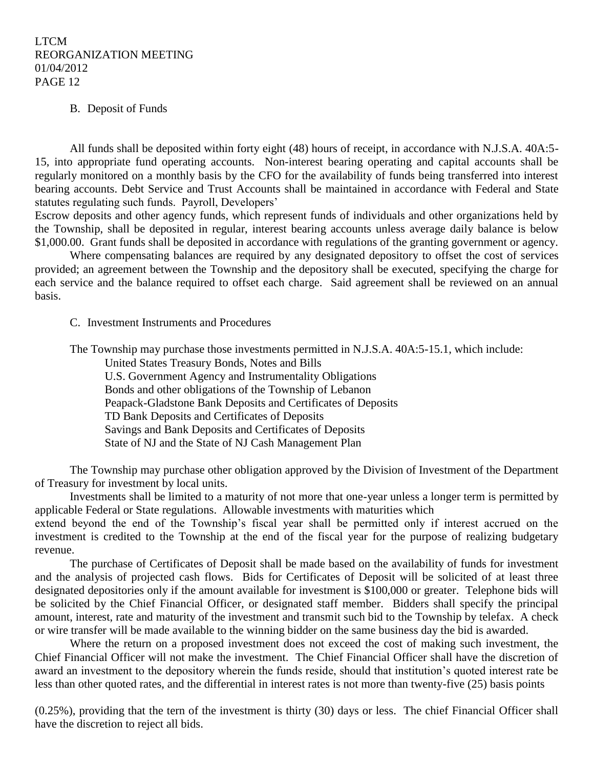B. Deposit of Funds

All funds shall be deposited within forty eight (48) hours of receipt, in accordance with N.J.S.A. 40A:5-15, into appropriate fund operating accounts. Non-interest bearing operating and capital accounts shall be regularly monitored on a monthly basis by the CFO for the availability of funds being transferred into interest bearing accounts. Debt Service and Trust Accounts shall be maintained in accordance with Federal and State statutes regulating such funds. Payroll, Developers' Escrow deposits and other agency funds, which represent funds of individuals and other organizations held by the Township, shall be deposited in regular, interest bearing accounts unless average daily balance is below $1,000.00. Grant funds shall be deposited in accordance with regulations of the granting government or agency.

Where compensating balances are required by any designated depository to offset the cost of services provided; an agreement between the Township and the depository shall be executed, specifying the charge for each service and the balance required to offset each charge. Said agreement shall be reviewed on an annual basis.

C. Investment Instruments and Procedures

The Township may purchase those investments permitted in N.J.S.A. 40A:5-15.1, which include:

- United States Treasury Bonds, Notes and Bills
- U.S. Government Agency and Instrumentality Obligations
- Bonds and other obligations of the Township of Lebanon
- Peapack-Gladstone Bank Deposits and Certificates of Deposits
- TD Bank Deposits and Certificates of Deposits
- Savings and Bank Deposits and Certificates of Deposits
- State of NJ and the State of NJ Cash Management Plan

The Township may purchase other obligation approved by the Division of Investment of the Department of Treasury for investment by local units.

Investments shall be limited to a maturity of not more that one-year unless a longer term is permitted by applicable Federal or State regulations. Allowable investments with maturities which extend beyond the end of the Township's fiscal year shall be permitted only if interest accrued on the investment is credited to the Township at the end of the fiscal year for the purpose of realizing budgetary revenue.

The purchase of Certificates of Deposit shall be made based on the availability of funds for investment and the analysis of projected cash flows. Bids for Certificates of Deposit will be solicited of at least three designated depositories only if the amount available for investment is $100,000 or greater. Telephone bids will be solicited by the Chief Financial Officer, or designated staff member. Bidders shall specify the principal amount, interest, rate and maturity of the investment and transmit such bid to the Township by telefax. A check or wire transfer will be made available to the winning bidder on the same business day the bid is awarded.

Where the return on a proposed investment does not exceed the cost of making such investment, the Chief Financial Officer will not make the investment. The Chief Financial Officer shall have the discretion of award an investment to the depository wherein the funds reside, should that institution's quoted interest rate be less than other quoted rates, and the differential in interest rates is not more than twenty-five (25) basis points (0.25%), providing that the tern of the investment is thirty (30) days or less. The chief Financial Officer shall have the discretion to reject all bids.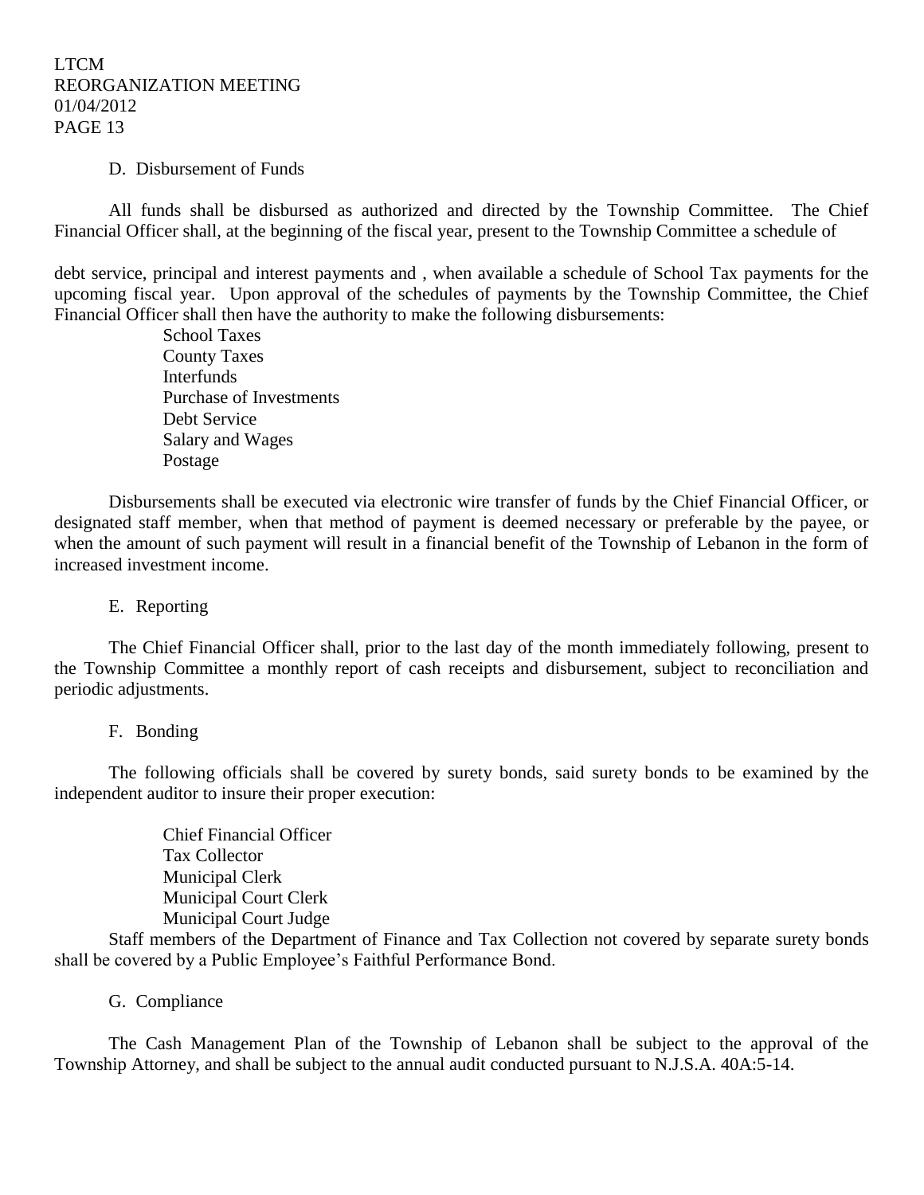D. Disbursement of Funds

All funds shall be disbursed as authorized and directed by the Township Committee. The Chief Financial Officer shall, at the beginning of the fiscal year, present to the Township Committee a schedule of

debt service, principal and interest payments and , when available a schedule of School Tax payments for the upcoming fiscal year. Upon approval of the schedules of payments by the Township Committee, the Chief Financial Officer shall then have the authority to make the following disbursements:

School Taxes
County Taxes
Interfunds
Purchase of Investments
Debt Service
Salary and Wages
Postage

Disbursements shall be executed via electronic wire transfer of funds by the Chief Financial Officer, or designated staff member, when that method of payment is deemed necessary or preferable by the payee, or when the amount of such payment will result in a financial benefit of the Township of Lebanon in the form of increased investment income.

E. Reporting

The Chief Financial Officer shall, prior to the last day of the month immediately following, present to the Township Committee a monthly report of cash receipts and disbursement, subject to reconciliation and periodic adjustments.

F. Bonding

The following officials shall be covered by surety bonds, said surety bonds to be examined by the independent auditor to insure their proper execution:

Chief Financial Officer
Tax Collector
Municipal Clerk
Municipal Court Clerk
Municipal Court Judge

Staff members of the Department of Finance and Tax Collection not covered by separate surety bonds shall be covered by a Public Employee's Faithful Performance Bond.

G. Compliance

The Cash Management Plan of the Township of Lebanon shall be subject to the approval of the Township Attorney, and shall be subject to the annual audit conducted pursuant to N.J.S.A. 40A:5-14.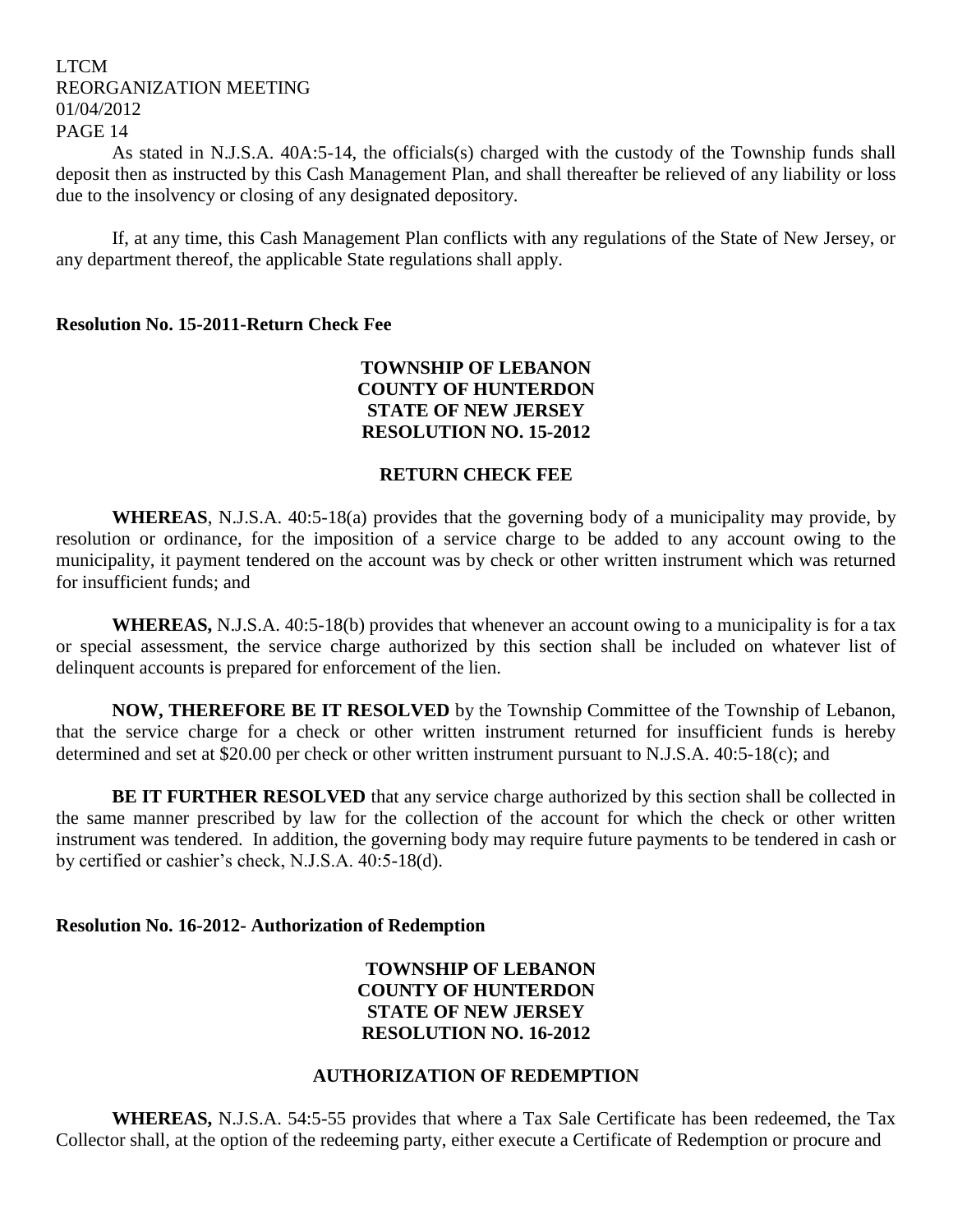As stated in N.J.S.A. 40A:5-14, the officials(s) charged with the custody of the Township funds shall deposit then as instructed by this Cash Management Plan, and shall thereafter be relieved of any liability or loss due to the insolvency or closing of any designated depository.

If, at any time, this Cash Management Plan conflicts with any regulations of the State of New Jersey, or any department thereof, the applicable State regulations shall apply.

**Resolution No. 15-2011-Return Check Fee**

**TOWNSHIP OF LEBANON**
**COUNTY OF HUNTERDON**
**STATE OF NEW JERSEY**
**RESOLUTION NO. 15-2012**

**RETURN CHECK FEE**

**WHEREAS**, N.J.S.A. 40:5-18(a) provides that the governing body of a municipality may provide, by resolution or ordinance, for the imposition of a service charge to be added to any account owing to the municipality, it payment tendered on the account was by check or other written instrument which was returned for insufficient funds; and

**WHEREAS,** N.J.S.A. 40:5-18(b) provides that whenever an account owing to a municipality is for a tax or special assessment, the service charge authorized by this section shall be included on whatever list of delinquent accounts is prepared for enforcement of the lien.

**NOW, THEREFORE BE IT RESOLVED** by the Township Committee of the Township of Lebanon, that the service charge for a check or other written instrument returned for insufficient funds is hereby determined and set at $20.00 per check or other written instrument pursuant to N.J.S.A. 40:5-18(c); and

**BE IT FURTHER RESOLVED** that any service charge authorized by this section shall be collected in the same manner prescribed by law for the collection of the account for which the check or other written instrument was tendered. In addition, the governing body may require future payments to be tendered in cash or by certified or cashier's check, N.J.S.A. 40:5-18(d).

**Resolution No. 16-2012- Authorization of Redemption**

**TOWNSHIP OF LEBANON**
**COUNTY OF HUNTERDON**
**STATE OF NEW JERSEY**
**RESOLUTION NO. 16-2012**

**AUTHORIZATION OF REDEMPTION**

**WHEREAS,** N.J.S.A. 54:5-55 provides that where a Tax Sale Certificate has been redeemed, the Tax Collector shall, at the option of the redeeming party, either execute a Certificate of Redemption or procure and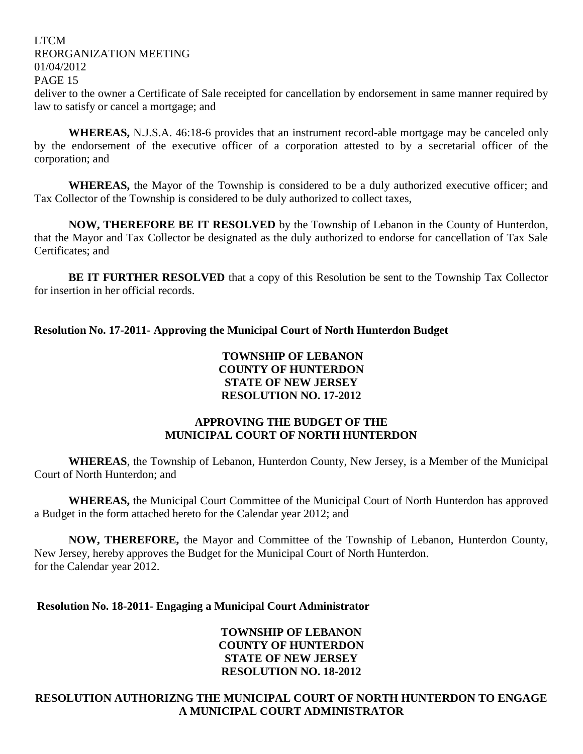deliver to the owner a Certificate of Sale receipted for cancellation by endorsement in same manner required by law to satisfy or cancel a mortgage; and

**WHEREAS,** N.J.S.A. 46:18-6 provides that an instrument record-able mortgage may be canceled only by the endorsement of the executive officer of a corporation attested to by a secretarial officer of the corporation; and

**WHEREAS,** the Mayor of the Township is considered to be a duly authorized executive officer; and Tax Collector of the Township is considered to be duly authorized to collect taxes,

**NOW, THEREFORE BE IT RESOLVED** by the Township of Lebanon in the County of Hunterdon, that the Mayor and Tax Collector be designated as the duly authorized to endorse for cancellation of Tax Sale Certificates; and

**BE IT FURTHER RESOLVED** that a copy of this Resolution be sent to the Township Tax Collector for insertion in her official records.

**Resolution No. 17-2011- Approving the Municipal Court of North Hunterdon Budget**

**TOWNSHIP OF LEBANON**
**COUNTY OF HUNTERDON**
**STATE OF NEW JERSEY**
**RESOLUTION NO. 17-2012**

**APPROVING THE BUDGET OF THE MUNICIPAL COURT OF NORTH HUNTERDON**

**WHEREAS**, the Township of Lebanon, Hunterdon County, New Jersey, is a Member of the Municipal Court of North Hunterdon; and

**WHEREAS,** the Municipal Court Committee of the Municipal Court of North Hunterdon has approved a Budget in the form attached hereto for the Calendar year 2012; and

**NOW, THEREFORE,** the Mayor and Committee of the Township of Lebanon, Hunterdon County, New Jersey, hereby approves the Budget for the Municipal Court of North Hunterdon. for the Calendar year 2012.

**Resolution No. 18-2011- Engaging a Municipal Court Administrator**

**TOWNSHIP OF LEBANON**
**COUNTY OF HUNTERDON**
**STATE OF NEW JERSEY**
**RESOLUTION NO. 18-2012**

**RESOLUTION AUTHORIZNG THE MUNICIPAL COURT OF NORTH HUNTERDON TO ENGAGE A MUNICIPAL COURT ADMINISTRATOR**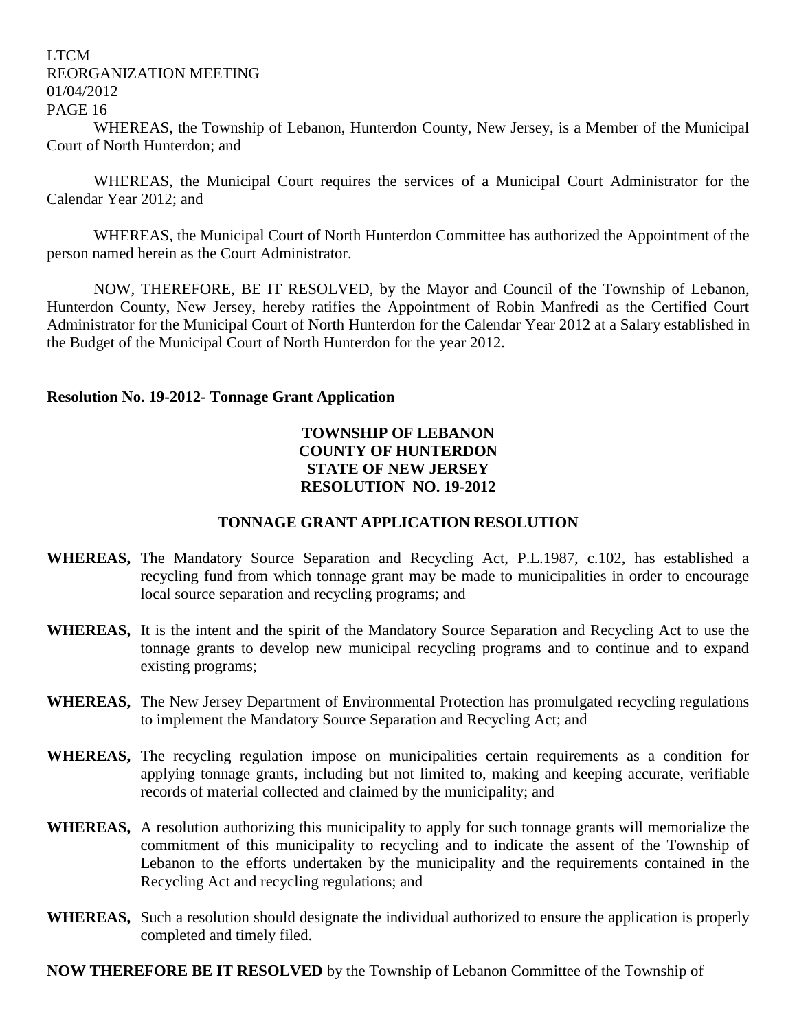WHEREAS, the Township of Lebanon, Hunterdon County, New Jersey, is a Member of the Municipal Court of North Hunterdon; and

WHEREAS, the Municipal Court requires the services of a Municipal Court Administrator for the Calendar Year 2012; and

WHEREAS, the Municipal Court of North Hunterdon Committee has authorized the Appointment of the person named herein as the Court Administrator.

NOW, THEREFORE, BE IT RESOLVED, by the Mayor and Council of the Township of Lebanon, Hunterdon County, New Jersey, hereby ratifies the Appointment of Robin Manfredi as the Certified Court Administrator for the Municipal Court of North Hunterdon for the Calendar Year 2012 at a Salary established in the Budget of the Municipal Court of North Hunterdon for the year 2012.

**Resolution No. 19-2012- Tonnage Grant Application**

**TOWNSHIP OF LEBANON**
**COUNTY OF HUNTERDON**
**STATE OF NEW JERSEY**
**RESOLUTION NO. 19-2012**

**TONNAGE GRANT APPLICATION RESOLUTION**

**WHEREAS,** The Mandatory Source Separation and Recycling Act, P.L.1987, c.102, has established a recycling fund from which tonnage grant may be made to municipalities in order to encourage local source separation and recycling programs; and

**WHEREAS,** It is the intent and the spirit of the Mandatory Source Separation and Recycling Act to use the tonnage grants to develop new municipal recycling programs and to continue and to expand existing programs;

**WHEREAS,** The New Jersey Department of Environmental Protection has promulgated recycling regulations to implement the Mandatory Source Separation and Recycling Act; and

**WHEREAS,** The recycling regulation impose on municipalities certain requirements as a condition for applying tonnage grants, including but not limited to, making and keeping accurate, verifiable records of material collected and claimed by the municipality; and

**WHEREAS,** A resolution authorizing this municipality to apply for such tonnage grants will memorialize the commitment of this municipality to recycling and to indicate the assent of the Township of Lebanon to the efforts undertaken by the municipality and the requirements contained in the Recycling Act and recycling regulations; and

**WHEREAS,** Such a resolution should designate the individual authorized to ensure the application is properly completed and timely filed.

**NOW THEREFORE BE IT RESOLVED** by the Township of Lebanon Committee of the Township of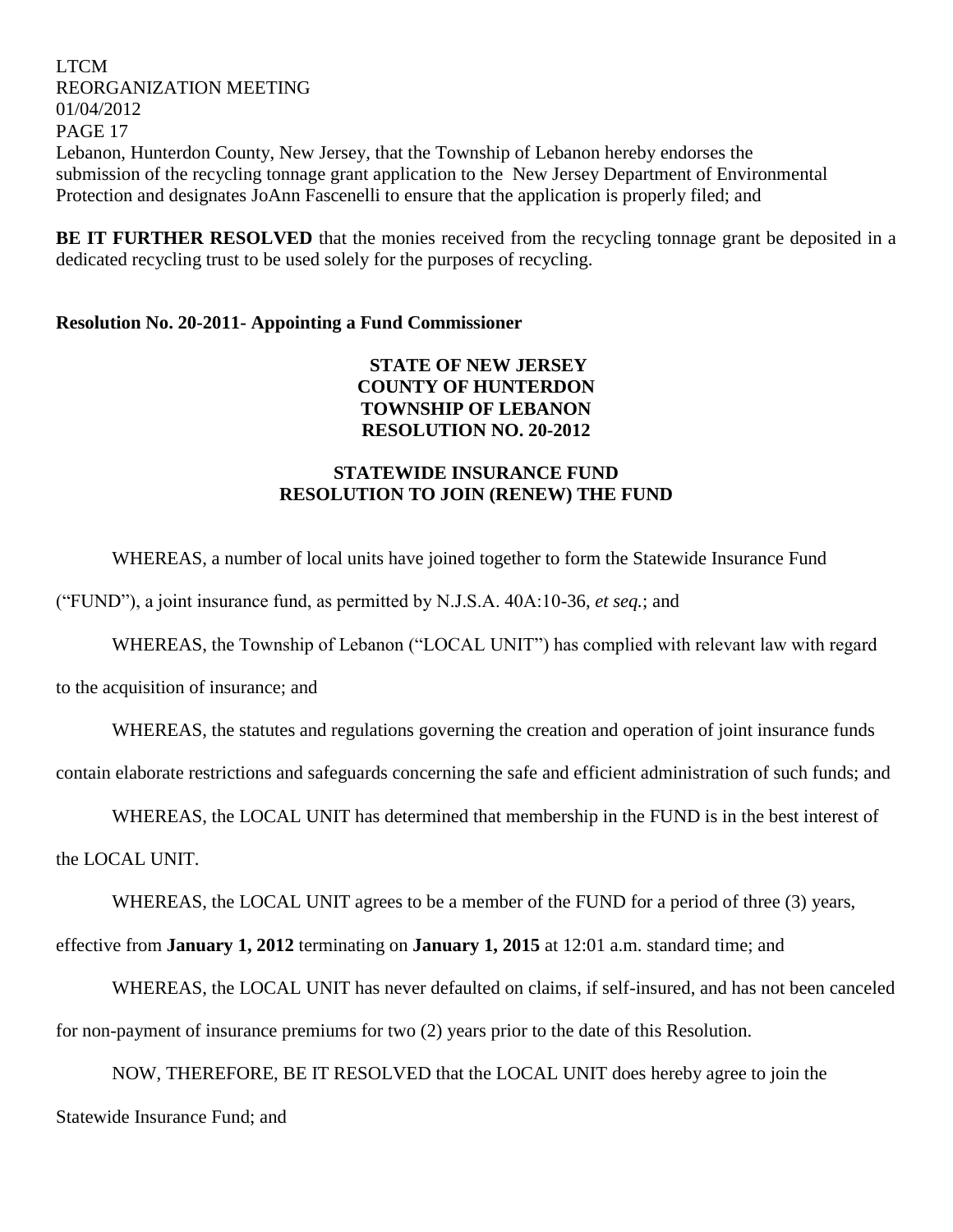Lebanon, Hunterdon County, New Jersey, that the Township of Lebanon hereby endorses the submission of the recycling tonnage grant application to the New Jersey Department of Environmental Protection and designates JoAnn Fascenelli to ensure that the application is properly filed; and

**BE IT FURTHER RESOLVED** that the monies received from the recycling tonnage grant be deposited in a dedicated recycling trust to be used solely for the purposes of recycling.

**Resolution No. 20-2011- Appointing a Fund Commissioner**

**STATE OF NEW JERSEY**
**COUNTY OF HUNTERDON**
**TOWNSHIP OF LEBANON**
**RESOLUTION NO. 20-2012**

**STATEWIDE INSURANCE FUND**
**RESOLUTION TO JOIN (RENEW) THE FUND**

WHEREAS, a number of local units have joined together to form the Statewide Insurance Fund ("FUND"), a joint insurance fund, as permitted by N.J.S.A. 40A:10-36, *et seq.*; and

WHEREAS, the Township of Lebanon ("LOCAL UNIT") has complied with relevant law with regard to the acquisition of insurance; and

WHEREAS, the statutes and regulations governing the creation and operation of joint insurance funds contain elaborate restrictions and safeguards concerning the safe and efficient administration of such funds; and

WHEREAS, the LOCAL UNIT has determined that membership in the FUND is in the best interest of the LOCAL UNIT.

WHEREAS, the LOCAL UNIT agrees to be a member of the FUND for a period of three (3) years, effective from **January 1, 2012** terminating on **January 1, 2015** at 12:01 a.m. standard time; and

WHEREAS, the LOCAL UNIT has never defaulted on claims, if self-insured, and has not been canceled for non-payment of insurance premiums for two (2) years prior to the date of this Resolution.

NOW, THEREFORE, BE IT RESOLVED that the LOCAL UNIT does hereby agree to join the Statewide Insurance Fund; and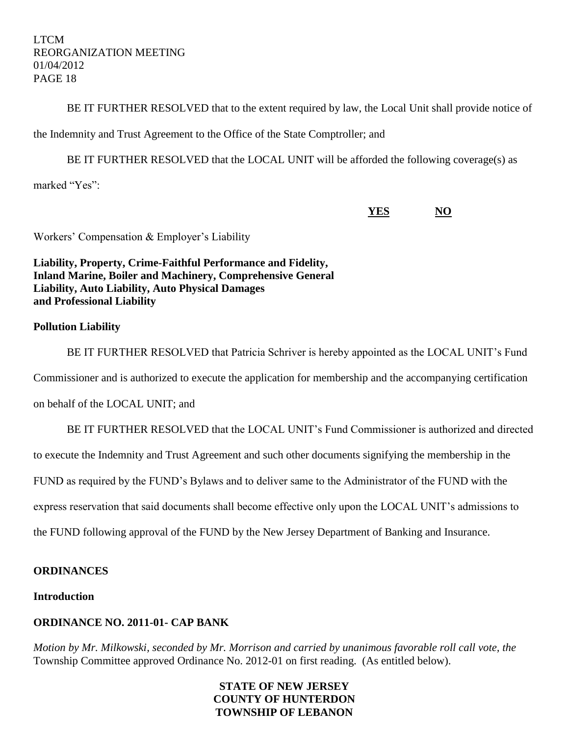BE IT FURTHER RESOLVED that to the extent required by law, the Local Unit shall provide notice of the Indemnity and Trust Agreement to the Office of the State Comptroller; and

BE IT FURTHER RESOLVED that the LOCAL UNIT will be afforded the following coverage(s) as marked "Yes":

| | YES | NO |
|---|---|---|
| Workers' Compensation & Employer's Liability | | |
| **Liability, Property, Crime-Faithful Performance and Fidelity, Inland Marine, Boiler and Machinery, Comprehensive General Liability, Auto Liability, Auto Physical Damages and Professional Liability** | | |
| **Pollution Liability** | | |

BE IT FURTHER RESOLVED that Patricia Schriver is hereby appointed as the LOCAL UNIT's Fund Commissioner and is authorized to execute the application for membership and the accompanying certification on behalf of the LOCAL UNIT; and

BE IT FURTHER RESOLVED that the LOCAL UNIT's Fund Commissioner is authorized and directed to execute the Indemnity and Trust Agreement and such other documents signifying the membership in the FUND as required by the FUND's Bylaws and to deliver same to the Administrator of the FUND with the express reservation that said documents shall become effective only upon the LOCAL UNIT's admissions to the FUND following approval of the FUND by the New Jersey Department of Banking and Insurance.

## ORDINANCES

### Introduction

### ORDINANCE NO. 2011-01- CAP BANK

*Motion by Mr. Milkowski, seconded by Mr. Morrison and carried by unanimous favorable roll call vote, the* Township Committee approved Ordinance No. 2012-01 on first reading. (As entitled below).

**STATE OF NEW JERSEY**
**COUNTY OF HUNTERDON**
**TOWNSHIP OF LEBANON**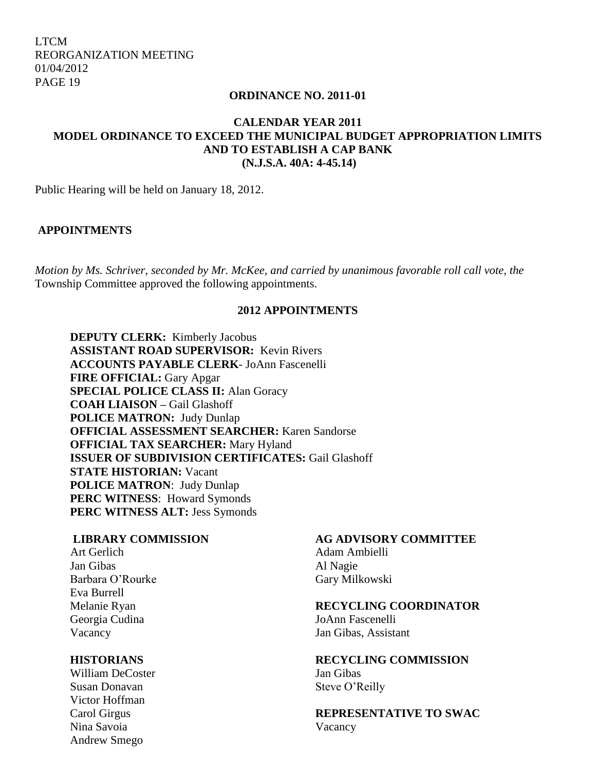**ORDINANCE NO. 2011-01**

**CALENDAR YEAR 2011**
**MODEL ORDINANCE TO EXCEED THE MUNICIPAL BUDGET APPROPRIATION LIMITS AND TO ESTABLISH A CAP BANK**
**(N.J.S.A. 40A: 4-45.14)**

Public Hearing will be held on January 18, 2012.

## APPOINTMENTS

*Motion by Ms. Schriver, seconded by Mr. McKee, and carried by unanimous favorable roll call vote, the* Township Committee approved the following appointments.

### 2012 APPOINTMENTS

**DEPUTY CLERK:** Kimberly Jacobus
**ASSISTANT ROAD SUPERVISOR:** Kevin Rivers
**ACCOUNTS PAYABLE CLERK**- JoAnn Fascenelli
**FIRE OFFICIAL:** Gary Apgar
**SPECIAL POLICE CLASS II:** Alan Goracy
**COAH LIAISON –** Gail Glashoff
**POLICE MATRON:** Judy Dunlap
**OFFICIAL ASSESSMENT SEARCHER:** Karen Sandorse
**OFFICIAL TAX SEARCHER:** Mary Hyland
**ISSUER OF SUBDIVISION CERTIFICATES:** Gail Glashoff
**STATE HISTORIAN:** Vacant
**POLICE MATRON**: Judy Dunlap
**PERC WITNESS**: Howard Symonds
**PERC WITNESS ALT:** Jess Symonds

**LIBRARY COMMISSION**
Art Gerlich
Jan Gibas
Barbara O'Rourke
Eva Burrell
Melanie Ryan
Georgia Cudina
Vacancy

**HISTORIANS**
William DeCoster
Susan Donavan
Victor Hoffman
Carol Girgus
Nina Savoia
Andrew Smego

**AG ADVISORY COMMITTEE**
Adam Ambielli
Al Nagie
Gary Milkowski

**RECYCLING COORDINATOR**
JoAnn Fascenelli
Jan Gibas, Assistant

**RECYCLING COMMISSION**
Jan Gibas
Steve O'Reilly

**REPRESENTATIVE TO SWAC**
Vacancy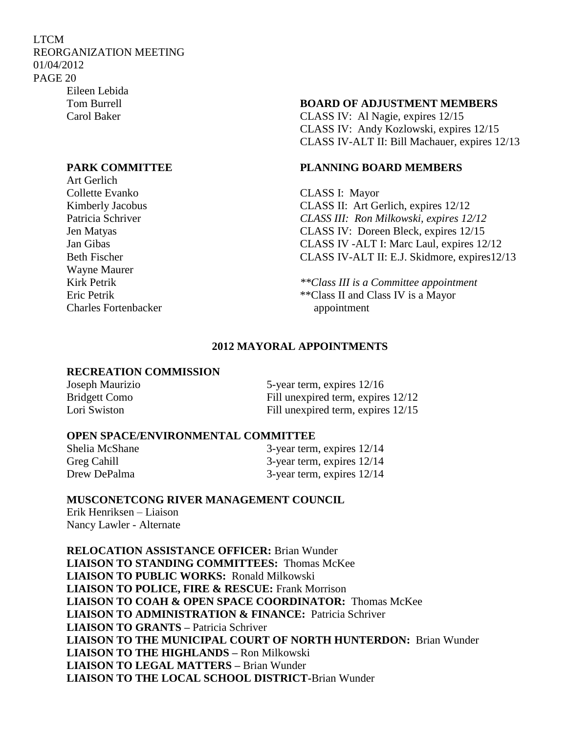Eileen Lebida
Tom Burrell
Carol Baker

**PARK COMMITTEE**

Art Gerlich
Collette Evanko
Kimberly Jacobus
Patricia Schriver
Jen Matyas
Jan Gibas
Beth Fischer
Wayne Maurer
Kirk Petrik
Eric Petrik
Charles Fortenbacker

**BOARD OF ADJUSTMENT MEMBERS**

CLASS IV: Al Nagie, expires 12/15
CLASS IV: Andy Kozlowski, expires 12/15
CLASS IV-ALT II: Bill Machauer, expires 12/13

**PLANNING BOARD MEMBERS**

CLASS I: Mayor
CLASS II: Art Gerlich, expires 12/12
*CLASS III: Ron Milkowski, expires 12/12*
CLASS IV: Doreen Bleck, expires 12/15
CLASS IV -ALT I: Marc Laul, expires 12/12
CLASS IV-ALT II: E.J. Skidmore, expires12/13

*\*\*Class III is a Committee appointment*
\*\*Class II and Class IV is a Mayor appointment

**2012 MAYORAL APPOINTMENTS**

**RECREATION COMMISSION**

| | |
|---|---|
| Joseph Maurizio | 5-year term, expires 12/16 |
| Bridgett Como | Fill unexpired term, expires 12/12 |
| Lori Swiston | Fill unexpired term, expires 12/15 |

**OPEN SPACE/ENVIRONMENTAL COMMITTEE**

| | |
|---|---|
| Shelia McShane | 3-year term, expires 12/14 |
| Greg Cahill | 3-year term, expires 12/14 |
| Drew DePalma | 3-year term, expires 12/14 |

**MUSCONETCONG RIVER MANAGEMENT COUNCIL**

Erik Henriksen – Liaison
Nancy Lawler - Alternate

**RELOCATION ASSISTANCE OFFICER:** Brian Wunder
**LIAISON TO STANDING COMMITTEES:** Thomas McKee
**LIAISON TO PUBLIC WORKS:** Ronald Milkowski
**LIAISON TO POLICE, FIRE & RESCUE:** Frank Morrison
**LIAISON TO COAH & OPEN SPACE COORDINATOR:** Thomas McKee
**LIAISON TO ADMINISTRATION & FINANCE:** Patricia Schriver
**LIAISON TO GRANTS –** Patricia Schriver
**LIAISON TO THE MUNICIPAL COURT OF NORTH HUNTERDON:** Brian Wunder
**LIAISON TO THE HIGHLANDS –** Ron Milkowski
**LIAISON TO LEGAL MATTERS –** Brian Wunder
**LIAISON TO THE LOCAL SCHOOL DISTRICT-**Brian Wunder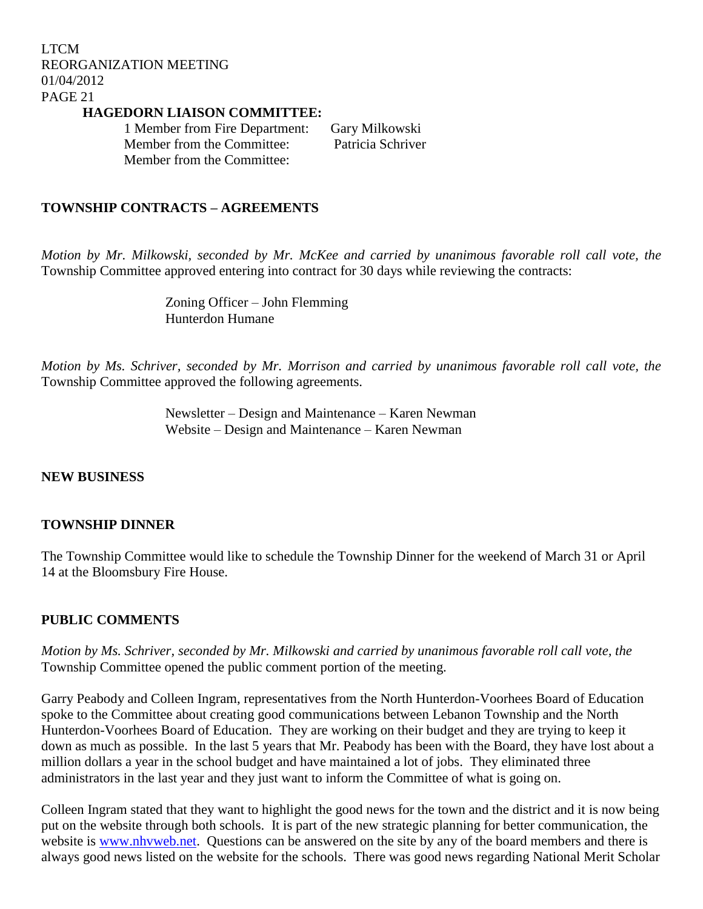**HAGEDORN LIAISON COMMITTEE:**

1 Member from Fire Department: Gary Milkowski
Member from the Committee: Patricia Schriver
Member from the Committee:

## TOWNSHIP CONTRACTS – AGREEMENTS

*Motion by Mr. Milkowski, seconded by Mr. McKee and carried by unanimous favorable roll call vote, the* Township Committee approved entering into contract for 30 days while reviewing the contracts:

Zoning Officer – John Flemming
Hunterdon Humane

*Motion by Ms. Schriver, seconded by Mr. Morrison and carried by unanimous favorable roll call vote, the* Township Committee approved the following agreements.

Newsletter – Design and Maintenance – Karen Newman
Website – Design and Maintenance – Karen Newman

## NEW BUSINESS

## TOWNSHIP DINNER

The Township Committee would like to schedule the Township Dinner for the weekend of March 31 or April 14 at the Bloomsbury Fire House.

## PUBLIC COMMENTS

*Motion by Ms. Schriver, seconded by Mr. Milkowski and carried by unanimous favorable roll call vote, the* Township Committee opened the public comment portion of the meeting.

Garry Peabody and Colleen Ingram, representatives from the North Hunterdon-Voorhees Board of Education spoke to the Committee about creating good communications between Lebanon Township and the North Hunterdon-Voorhees Board of Education. They are working on their budget and they are trying to keep it down as much as possible. In the last 5 years that Mr. Peabody has been with the Board, they have lost about a million dollars a year in the school budget and have maintained a lot of jobs. They eliminated three administrators in the last year and they just want to inform the Committee of what is going on.

Colleen Ingram stated that they want to highlight the good news for the town and the district and it is now being put on the website through both schools. It is part of the new strategic planning for better communication, the website is www.nhvweb.net. Questions can be answered on the site by any of the board members and there is always good news listed on the website for the schools. There was good news regarding National Merit Scholar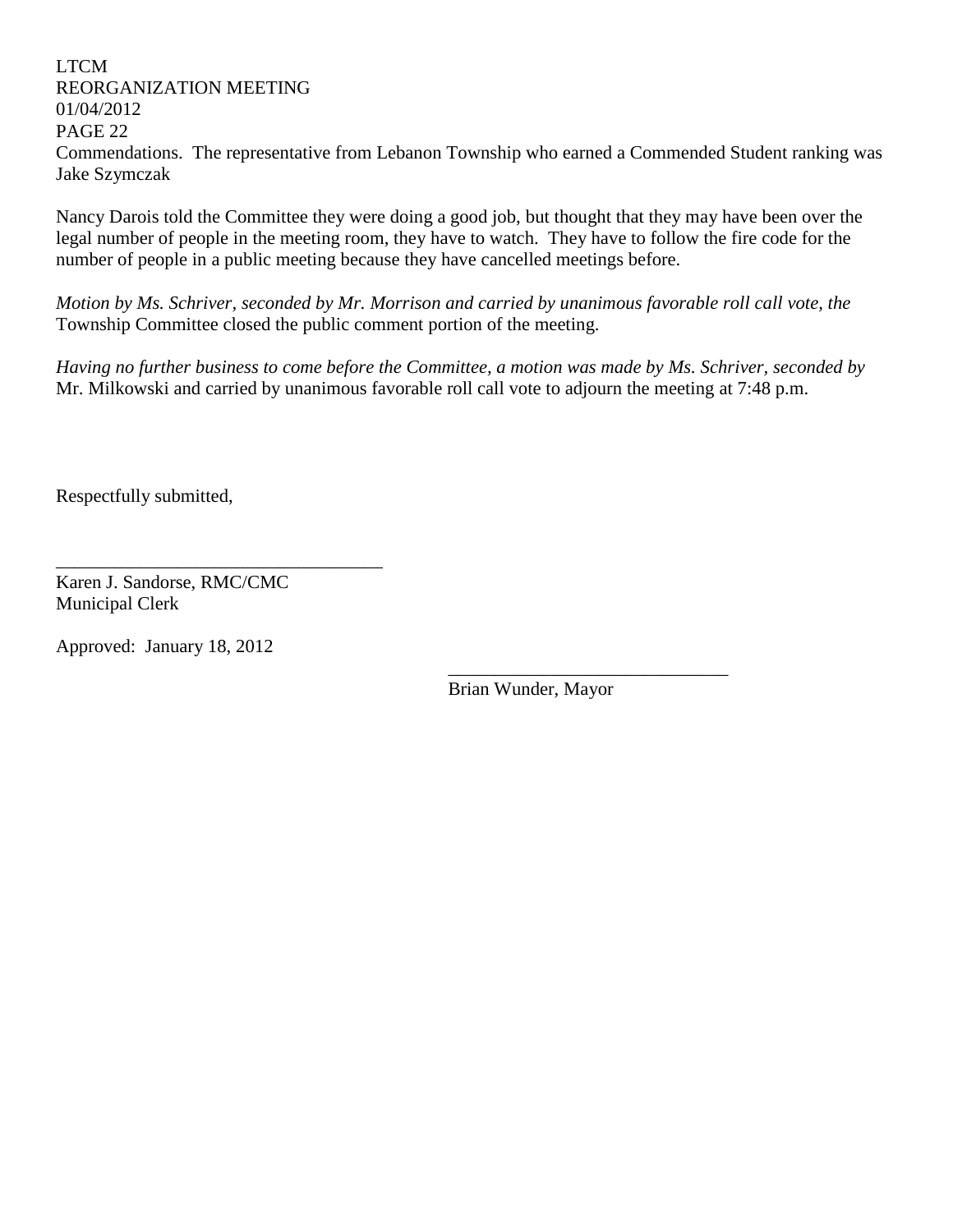Commendations. The representative from Lebanon Township who earned a Commended Student ranking was Jake Szymczak

Nancy Darois told the Committee they were doing a good job, but thought that they may have been over the legal number of people in the meeting room, they have to watch. They have to follow the fire code for the number of people in a public meeting because they have cancelled meetings before.

*Motion by Ms. Schriver, seconded by Mr. Morrison and carried by unanimous favorable roll call vote, the* Township Committee closed the public comment portion of the meeting.

*Having no further business to come before the Committee, a motion was made by Ms. Schriver, seconded by* Mr. Milkowski and carried by unanimous favorable roll call vote to adjourn the meeting at 7:48 p.m.

Respectfully submitted,

___________________________________

Karen J. Sandorse, RMC/CMC
Municipal Clerk

Approved: January 18, 2012

______________________________

Brian Wunder, Mayor